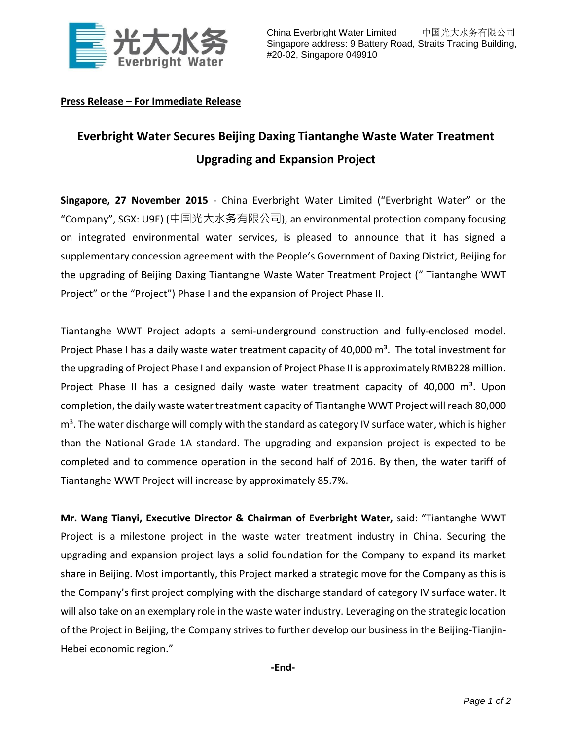China Everbright Water Limited 中国光大水务有限公司
Singapore address: 9 Battery Road, Straits Trading Building, #20-02, Singapore 049910

**Press Release – For Immediate Release**

# Everbright Water Secures Beijing Daxing Tiantanghe Waste Water Treatment Upgrading and Expansion Project

**Singapore, 27 November 2015** - China Everbright Water Limited ("Everbright Water" or the "Company", SGX: U9E) (中国光大水务有限公司), an environmental protection company focusing on integrated environmental water services, is pleased to announce that it has signed a supplementary concession agreement with the People's Government of Daxing District, Beijing for the upgrading of Beijing Daxing Tiantanghe Waste Water Treatment Project (" Tiantanghe WWT Project" or the "Project") Phase I and the expansion of Project Phase II.

Tiantanghe WWT Project adopts a semi-underground construction and fully-enclosed model. Project Phase I has a daily waste water treatment capacity of 40,000 $m^3$. The total investment for the upgrading of Project Phase I and expansion of Project Phase II is approximately RMB228 million. Project Phase II has a designed daily waste water treatment capacity of 40,000 $m^3$. Upon completion, the daily waste water treatment capacity of Tiantanghe WWT Project will reach 80,000 $m^3$. The water discharge will comply with the standard as category IV surface water, which is higher than the National Grade 1A standard. The upgrading and expansion project is expected to be completed and to commence operation in the second half of 2016. By then, the water tariff of Tiantanghe WWT Project will increase by approximately 85.7%.

**Mr. Wang Tianyi, Executive Director & Chairman of Everbright Water,** said: "Tiantanghe WWT Project is a milestone project in the waste water treatment industry in China. Securing the upgrading and expansion project lays a solid foundation for the Company to expand its market share in Beijing. Most importantly, this Project marked a strategic move for the Company as this is the Company's first project complying with the discharge standard of category IV surface water. It will also take on an exemplary role in the waste water industry. Leveraging on the strategic location of the Project in Beijing, the Company strives to further develop our business in the Beijing-Tianjin-Hebei economic region."

**-End-**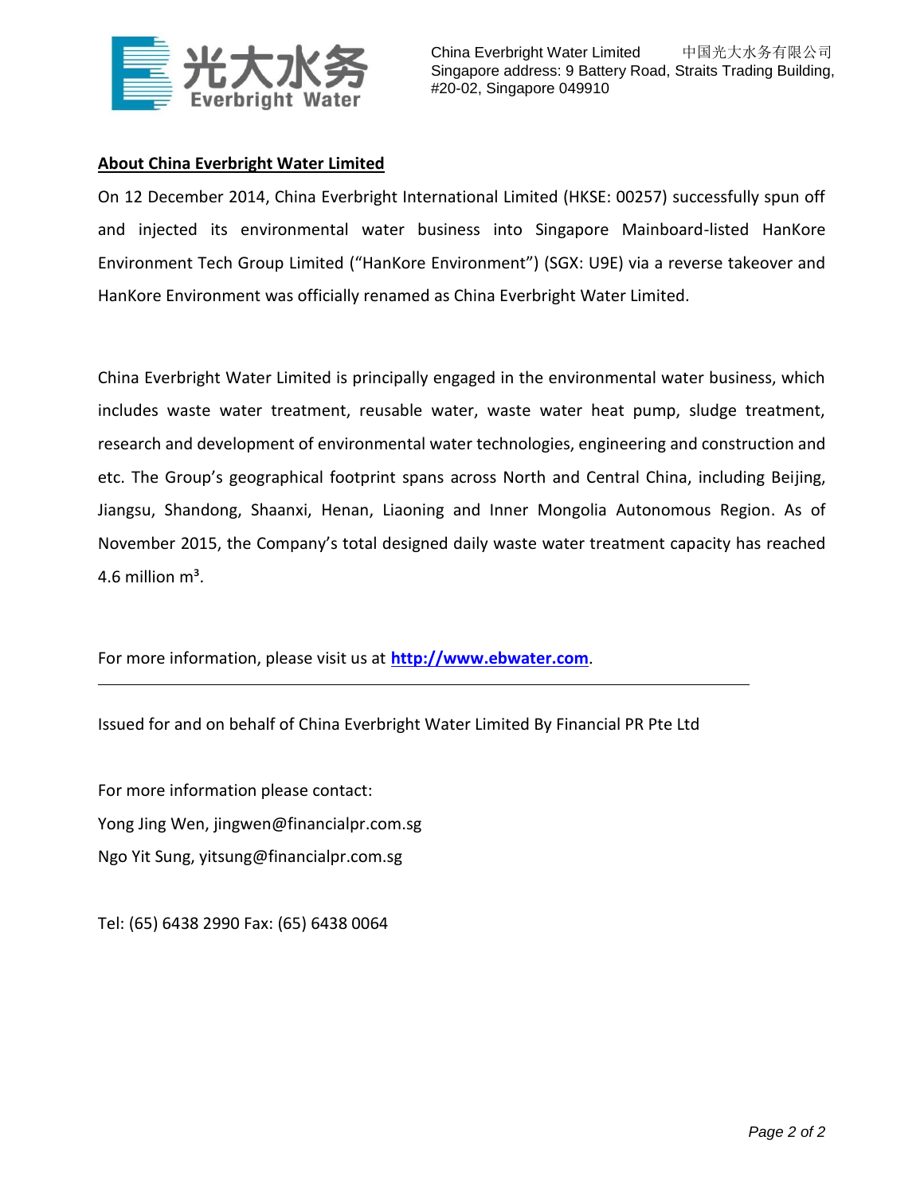China Everbright Water Limited 中国光大水务有限公司
Singapore address: 9 Battery Road, Straits Trading Building, #20-02, Singapore 049910

**About China Everbright Water Limited**

On 12 December 2014, China Everbright International Limited (HKSE: 00257) successfully spun off and injected its environmental water business into Singapore Mainboard-listed HanKore Environment Tech Group Limited ("HanKore Environment") (SGX: U9E) via a reverse takeover and HanKore Environment was officially renamed as China Everbright Water Limited.

China Everbright Water Limited is principally engaged in the environmental water business, which includes waste water treatment, reusable water, waste water heat pump, sludge treatment, research and development of environmental water technologies, engineering and construction and etc. The Group's geographical footprint spans across North and Central China, including Beijing, Jiangsu, Shandong, Shaanxi, Henan, Liaoning and Inner Mongolia Autonomous Region. As of November 2015, the Company's total designed daily waste water treatment capacity has reached 4.6 million $m^3$.

For more information, please visit us at **http://www.ebwater.com**.

---

Issued for and on behalf of China Everbright Water Limited By Financial PR Pte Ltd

For more information please contact:
Yong Jing Wen, jingwen@financialpr.com.sg
Ngo Yit Sung, yitsung@financialpr.com.sg

Tel: (65) 6438 2990 Fax: (65) 6438 0064